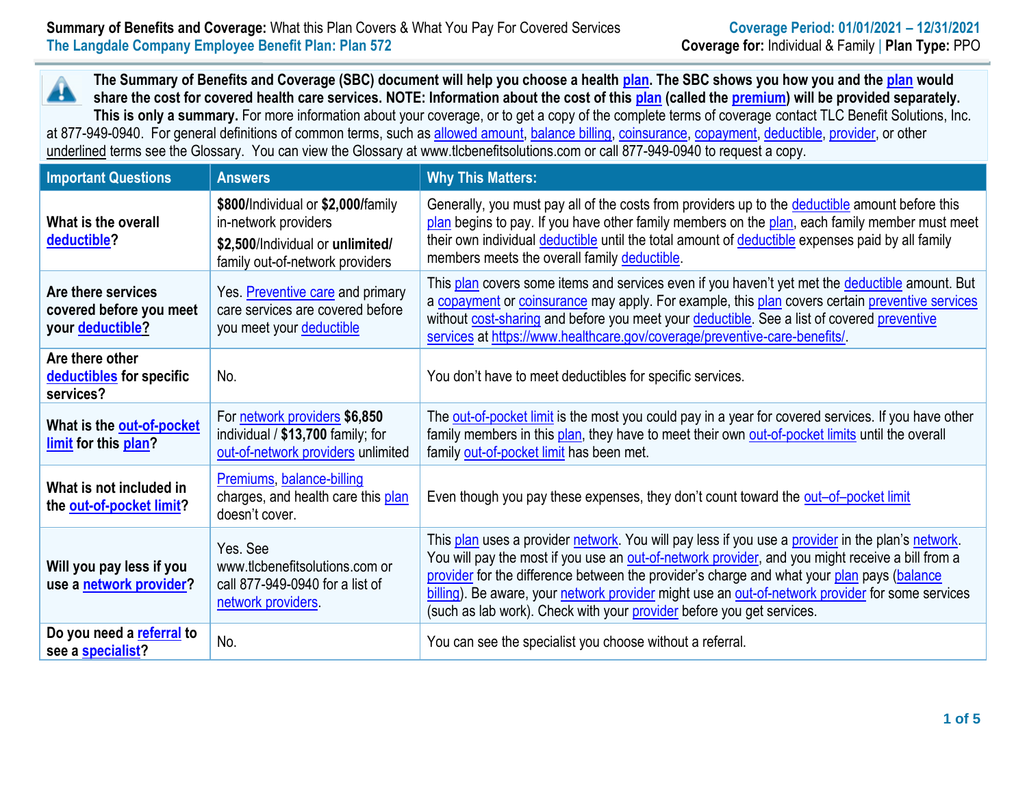**Summary of Benefits and Coverage:** What this Plan Covers & What You Pay For Covered Services
**The Langdale Company Employee Benefit Plan: Plan 572**

**Coverage Period: 01/01/2021 – 12/31/2021**
**Coverage for:** Individual & Family | **Plan Type:** PPO

**The Summary of Benefits and Coverage (SBC) document will help you choose a health plan. The SBC shows you how you and the plan would share the cost for covered health care services. NOTE: Information about the cost of this plan (called the premium) will be provided separately. This is only a summary.** For more information about your coverage, or to get a copy of the complete terms of coverage contact TLC Benefit Solutions, Inc. at 877-949-0940. For general definitions of common terms, such as allowed amount, balance billing, coinsurance, copayment, deductible, provider, or other underlined terms see the Glossary. You can view the Glossary at www.tlcbenefitsolutions.com or call 877-949-0940 to request a copy.

| Important Questions | Answers | Why This Matters: |
|---|---|---|
| **What is the overall deductible?** | **$800**/Individual or **$2,000**/family in-network providers<br>**$2,500**/Individual or **unlimited**/ family out-of-network providers | Generally, you must pay all of the costs from providers up to the deductible amount before this plan begins to pay. If you have other family members on the plan, each family member must meet their own individual deductible until the total amount of deductible expenses paid by all family members meets the overall family deductible. |
| **Are there services covered before you meet your deductible?** | Yes. Preventive care and primary care services are covered before you meet your deductible | This plan covers some items and services even if you haven't yet met the deductible amount. But a copayment or coinsurance may apply. For example, this plan covers certain preventive services without cost-sharing and before you meet your deductible. See a list of covered preventive services at https://www.healthcare.gov/coverage/preventive-care-benefits/. |
| **Are there other deductibles for specific services?** | No. | You don't have to meet deductibles for specific services. |
| **What is the out-of-pocket limit for this plan?** | For network providers **$6,850** individual / **$13,700** family; for out-of-network providers unlimited | The out-of-pocket limit is the most you could pay in a year for covered services. If you have other family members in this plan, they have to meet their own out-of-pocket limits until the overall family out-of-pocket limit has been met. |
| **What is not included in the out-of-pocket limit?** | Premiums, balance-billing charges, and health care this plan doesn't cover. | Even though you pay these expenses, they don't count toward the out–of–pocket limit |
| **Will you pay less if you use a network provider?** | Yes. See www.tlcbenefitsolutions.com or call 877-949-0940 for a list of network providers. | This plan uses a provider network. You will pay less if you use a provider in the plan's network. You will pay the most if you use an out-of-network provider, and you might receive a bill from a provider for the difference between the provider's charge and what your plan pays (balance billing). Be aware, your network provider might use an out-of-network provider for some services (such as lab work). Check with your provider before you get services. |
| **Do you need a referral to see a specialist?** | No. | You can see the specialist you choose without a referral. |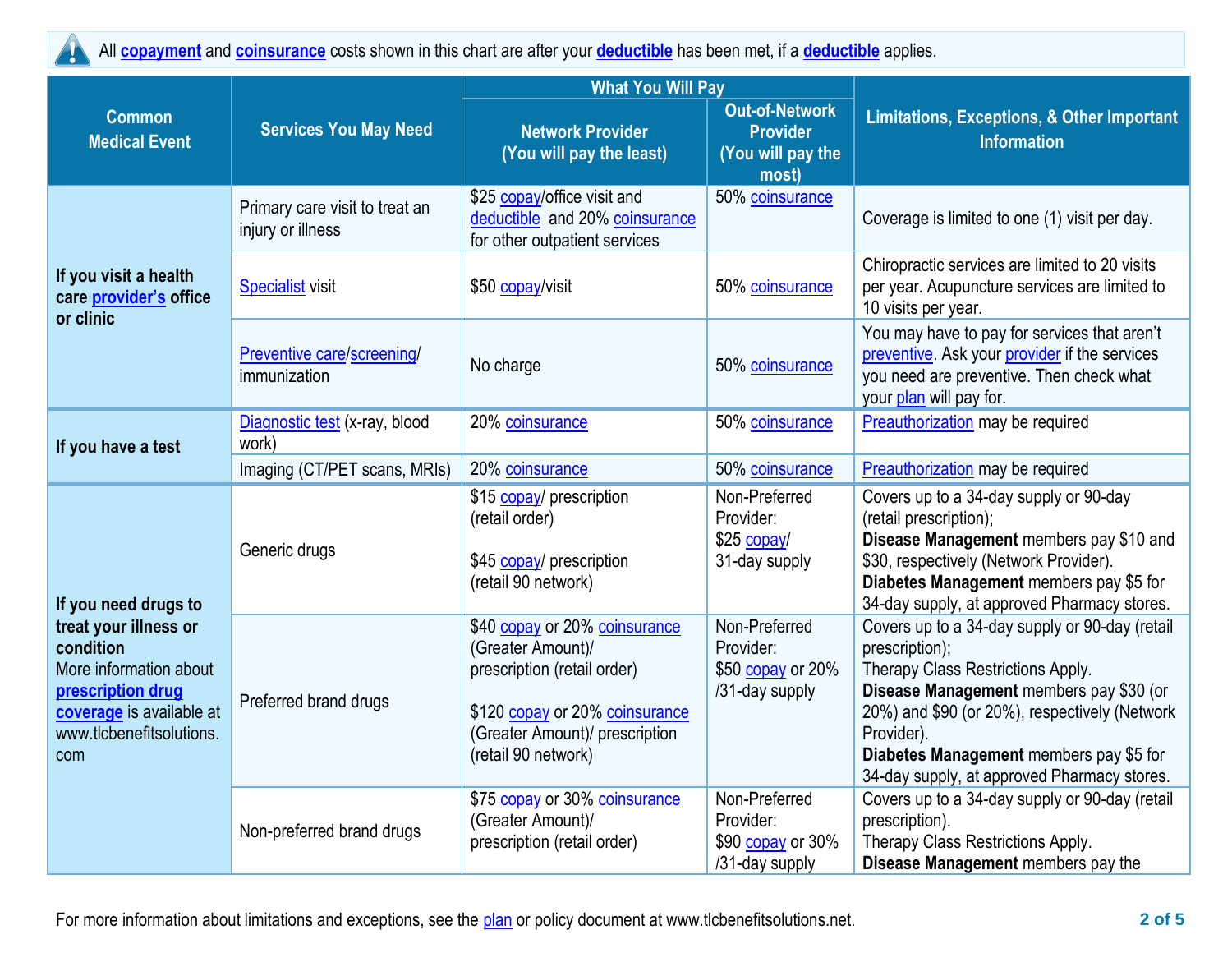All **copayment** and **coinsurance** costs shown in this chart are after your **deductible** has been met, if a **deductible** applies.

| Common Medical Event | Services You May Need | What You Will Pay | | Limitations, Exceptions, & Other Important Information |
|---|---|---|---|---|
| | | Network Provider (You will pay the least) | Out-of-Network Provider (You will pay the most) | |
| **If you visit a health care provider's office or clinic** | Primary care visit to treat an injury or illness | $25 copay/office visit and deductible and 20% coinsurance for other outpatient services | 50% coinsurance | Coverage is limited to one (1) visit per day. |
| | Specialist visit | $50 copay/visit | 50% coinsurance | Chiropractic services are limited to 20 visits per year. Acupuncture services are limited to 10 visits per year. |
| | Preventive care/screening/ immunization | No charge | 50% coinsurance | You may have to pay for services that aren't preventive. Ask your provider if the services you need are preventive. Then check what your plan will pay for. |
| **If you have a test** | Diagnostic test (x-ray, blood work) | 20% coinsurance | 50% coinsurance | Preauthorization may be required |
| | Imaging (CT/PET scans, MRIs) | 20% coinsurance | 50% coinsurance | Preauthorization may be required |
| **If you need drugs to treat your illness or condition** More information about **prescription drug coverage** is available at www.tlcbenefitsolutions.com | Generic drugs | $15 copay/ prescription (retail order)<br><br>$45 copay/ prescription (retail 90 network) | Non-Preferred Provider: $25 copay/ 31-day supply | Covers up to a 34-day supply or 90-day (retail prescription); **Disease Management** members pay $10 and $30, respectively (Network Provider). **Diabetes Management** members pay $5 for 34-day supply, at approved Pharmacy stores. |
| | Preferred brand drugs | $40 copay or 20% coinsurance (Greater Amount)/ prescription (retail order)<br><br>$120 copay or 20% coinsurance (Greater Amount)/ prescription (retail 90 network) | Non-Preferred Provider: $50 copay or 20% /31-day supply | Covers up to a 34-day supply or 90-day (retail prescription); Therapy Class Restrictions Apply. **Disease Management** members pay $30 (or 20%) and $90 (or 20%), respectively (Network Provider). **Diabetes Management** members pay $5 for 34-day supply, at approved Pharmacy stores. |
| | Non-preferred brand drugs | $75 copay or 30% coinsurance (Greater Amount)/ prescription (retail order) | Non-Preferred Provider: $90 copay or 30% /31-day supply | Covers up to a 34-day supply or 90-day (retail prescription). Therapy Class Restrictions Apply. **Disease Management** members pay the |

For more information about limitations and exceptions, see the plan or policy document at www.tlcbenefitsolutions.net.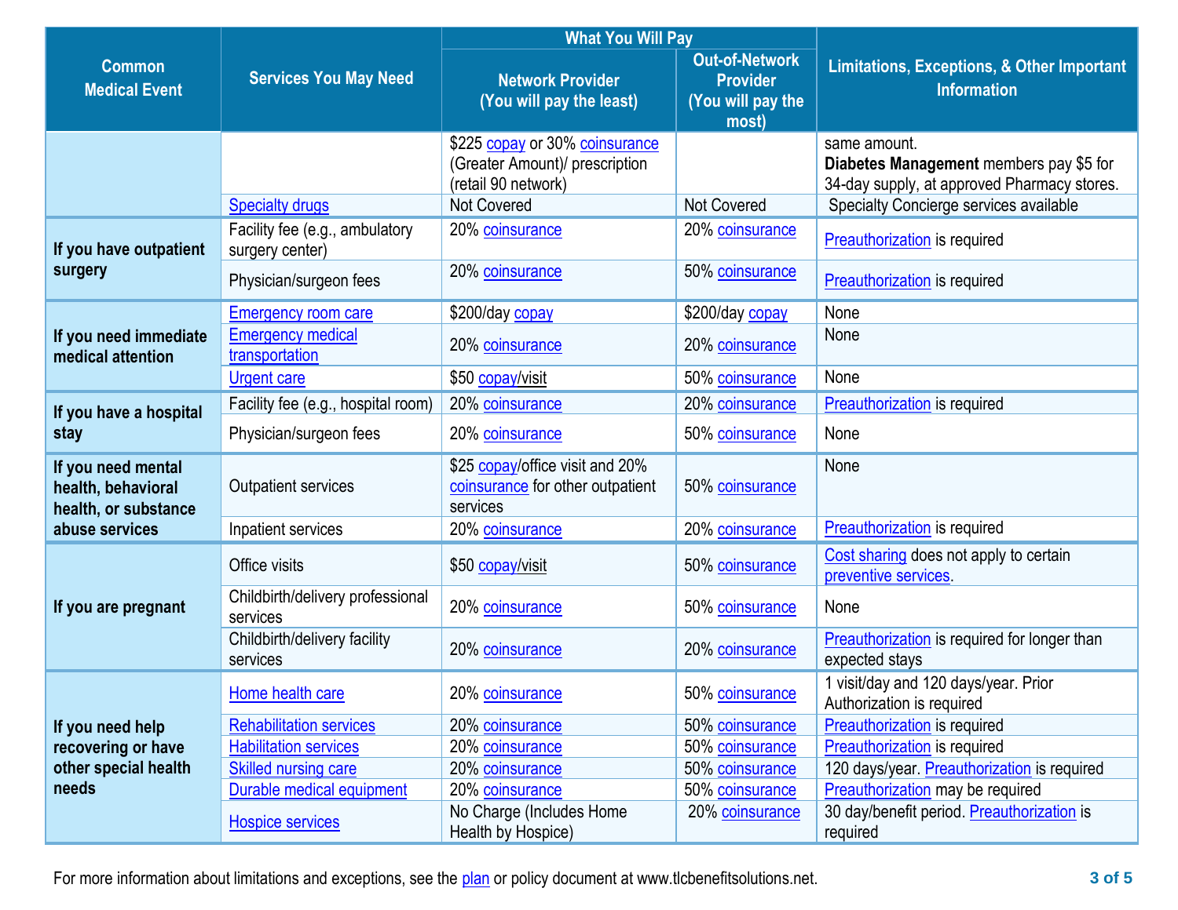| Common Medical Event | Services You May Need | What You Will Pay | | Limitations, Exceptions, & Other Important Information |
|---|---|---|---|---|
| | | Network Provider (You will pay the least) | Out-of-Network Provider (You will pay the most) | |
| | | $225 copay or 30% coinsurance (Greater Amount)/ prescription (retail 90 network) | | same amount. **Diabetes Management** members pay $5 for 34-day supply, at approved Pharmacy stores. |
| | Specialty drugs | Not Covered | Not Covered | Specialty Concierge services available |
| **If you have outpatient surgery** | Facility fee (e.g., ambulatory surgery center) | 20% coinsurance | 20% coinsurance | Preauthorization is required |
| | Physician/surgeon fees | 20% coinsurance | 50% coinsurance | Preauthorization is required |
| **If you need immediate medical attention** | Emergency room care | $200/day copay | $200/day copay | None |
| | Emergency medical transportation | 20% coinsurance | 20% coinsurance | None |
| | Urgent care | $50 copay/visit | 50% coinsurance | None |
| **If you have a hospital stay** | Facility fee (e.g., hospital room) | 20% coinsurance | 20% coinsurance | Preauthorization is required |
| | Physician/surgeon fees | 20% coinsurance | 50% coinsurance | None |
| **If you need mental health, behavioral health, or substance abuse services** | Outpatient services | $25 copay/office visit and 20% coinsurance for other outpatient services | 50% coinsurance | None |
| | Inpatient services | 20% coinsurance | 20% coinsurance | Preauthorization is required |
| **If you are pregnant** | Office visits | $50 copay/visit | 50% coinsurance | Cost sharing does not apply to certain preventive services. |
| | Childbirth/delivery professional services | 20% coinsurance | 50% coinsurance | None |
| | Childbirth/delivery facility services | 20% coinsurance | 20% coinsurance | Preauthorization is required for longer than expected stays |
| **If you need help recovering or have other special health needs** | Home health care | 20% coinsurance | 50% coinsurance | 1 visit/day and 120 days/year. Prior Authorization is required |
| | Rehabilitation services | 20% coinsurance | 50% coinsurance | Preauthorization is required |
| | Habilitation services | 20% coinsurance | 50% coinsurance | Preauthorization is required |
| | Skilled nursing care | 20% coinsurance | 50% coinsurance | 120 days/year. Preauthorization is required |
| | Durable medical equipment | 20% coinsurance | 50% coinsurance | Preauthorization may be required |
| | Hospice services | No Charge (Includes Home Health by Hospice) | 20% coinsurance | 30 day/benefit period. Preauthorization is required |

For more information about limitations and exceptions, see the plan or policy document at www.tlcbenefitsolutions.net.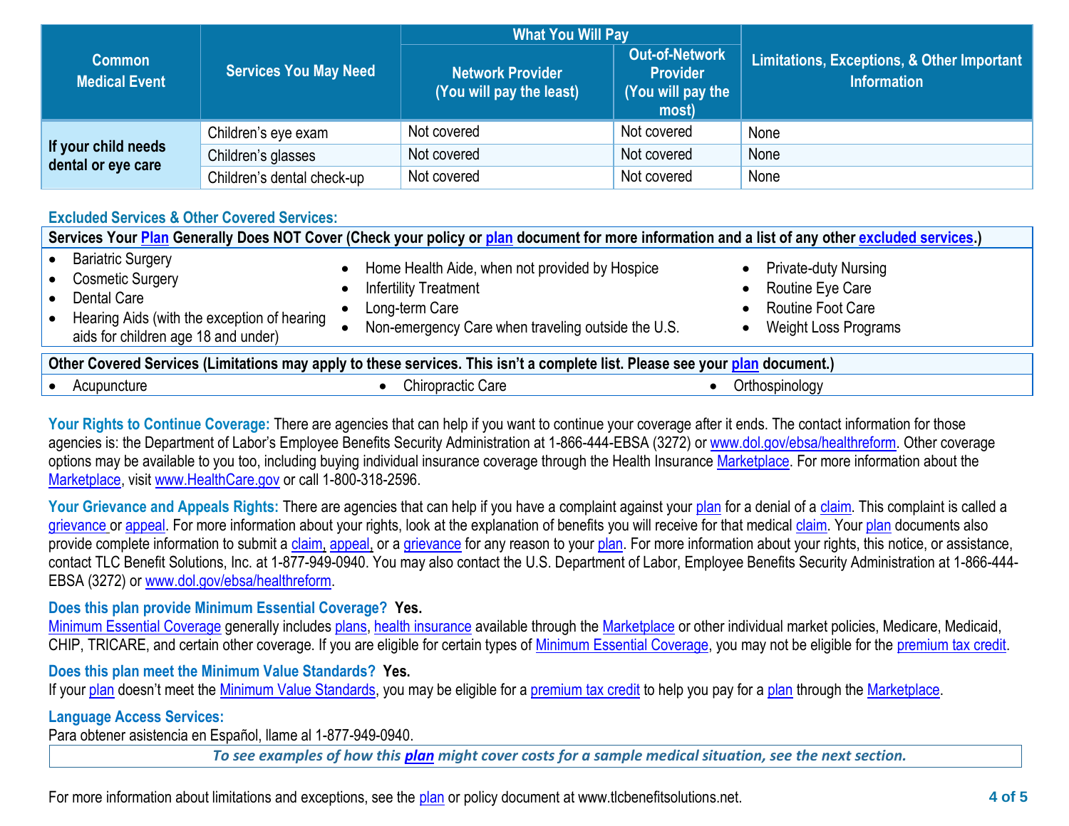| Common Medical Event | Services You May Need | What You Will Pay | | Limitations, Exceptions, & Other Important Information |
|---|---|---|---|---|
| | | Network Provider (You will pay the least) | Out-of-Network Provider (You will pay the most) | |
| If your child needs dental or eye care | Children's eye exam | Not covered | Not covered | None |
| | Children's glasses | Not covered | Not covered | None |
| | Children's dental check-up | Not covered | Not covered | None |

## Excluded Services & Other Covered Services:

**Services Your Plan Generally Does NOT Cover (Check your policy or plan document for more information and a list of any other excluded services.)**

- Bariatric Surgery
- Cosmetic Surgery
- Dental Care
- Hearing Aids (with the exception of hearing aids for children age 18 and under)
- Home Health Aide, when not provided by Hospice
- Infertility Treatment
- Long-term Care
- Non-emergency Care when traveling outside the U.S.
- Private-duty Nursing
- Routine Eye Care
- Routine Foot Care
- Weight Loss Programs

**Other Covered Services (Limitations may apply to these services. This isn't a complete list. Please see your plan document.)**

- Acupuncture
- Chiropractic Care
- Orthospinology

**Your Rights to Continue Coverage:** There are agencies that can help if you want to continue your coverage after it ends. The contact information for those agencies is: the Department of Labor's Employee Benefits Security Administration at 1-866-444-EBSA (3272) or www.dol.gov/ebsa/healthreform. Other coverage options may be available to you too, including buying individual insurance coverage through the Health Insurance Marketplace. For more information about the Marketplace, visit www.HealthCare.gov or call 1-800-318-2596.

**Your Grievance and Appeals Rights:** There are agencies that can help if you have a complaint against your plan for a denial of a claim. This complaint is called a grievance or appeal. For more information about your rights, look at the explanation of benefits you will receive for that medical claim. Your plan documents also provide complete information to submit a claim, appeal, or a grievance for any reason to your plan. For more information about your rights, this notice, or assistance, contact TLC Benefit Solutions, Inc. at 1-877-949-0940. You may also contact the U.S. Department of Labor, Employee Benefits Security Administration at 1-866-444-EBSA (3272) or www.dol.gov/ebsa/healthreform.

**Does this plan provide Minimum Essential Coverage? Yes.**
Minimum Essential Coverage generally includes plans, health insurance available through the Marketplace or other individual market policies, Medicare, Medicaid, CHIP, TRICARE, and certain other coverage. If you are eligible for certain types of Minimum Essential Coverage, you may not be eligible for the premium tax credit.

**Does this plan meet the Minimum Value Standards? Yes.**
If your plan doesn't meet the Minimum Value Standards, you may be eligible for a premium tax credit to help you pay for a plan through the Marketplace.

**Language Access Services:**
Para obtener asistencia en Español, llame al 1-877-949-0940.

*To see examples of how this plan might cover costs for a sample medical situation, see the next section.*

For more information about limitations and exceptions, see the plan or policy document at www.tlcbenefitsolutions.net.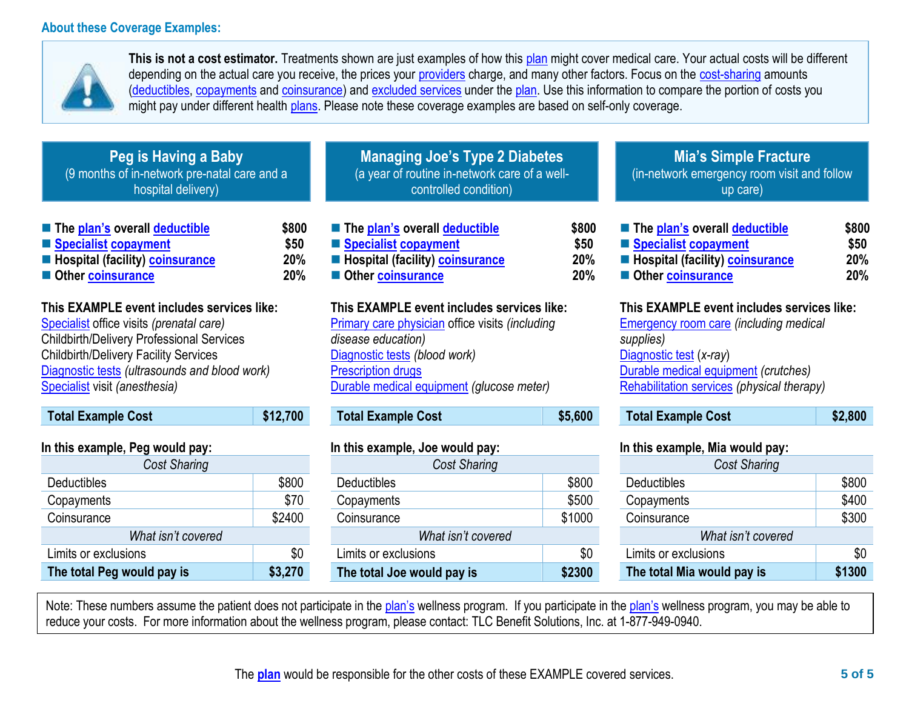## About these Coverage Examples:

**This is not a cost estimator.** Treatments shown are just examples of how this plan might cover medical care. Your actual costs will be different depending on the actual care you receive, the prices your providers charge, and many other factors. Focus on the cost-sharing amounts (deductibles, copayments and coinsurance) and excluded services under the plan. Use this information to compare the portion of costs you might pay under different health plans. Please note these coverage examples are based on self-only coverage.

### Peg is Having a Baby
(9 months of in-network pre-natal care and a hospital delivery)

| | |
|---|---|
| **The plan's overall deductible** | **$800** |
| **Specialist copayment** | **$50** |
| **Hospital (facility) coinsurance** | **20%** |
| **Other coinsurance** | **20%** |

**This EXAMPLE event includes services like:**
Specialist office visits *(prenatal care)*
Childbirth/Delivery Professional Services
Childbirth/Delivery Facility Services
Diagnostic tests *(ultrasounds and blood work)*
Specialist visit *(anesthesia)*

| | |
|---|---|
| **Total Example Cost** | **$12,700** |

**In this example, Peg would pay:**

| *Cost Sharing* | |
|---|---|
| Deductibles | $800 |
| Copayments | $70 |
| Coinsurance | $2400 |
| *What isn't covered* | |
| Limits or exclusions | $0 |
| **The total Peg would pay is** | **$3,270** |

### Managing Joe's Type 2 Diabetes
(a year of routine in-network care of a well-controlled condition)

| | |
|---|---|
| **The plan's overall deductible** | **$800** |
| **Specialist copayment** | **$50** |
| **Hospital (facility) coinsurance** | **20%** |
| **Other coinsurance** | **20%** |

**This EXAMPLE event includes services like:**
Primary care physician office visits *(including disease education)*
Diagnostic tests *(blood work)*
Prescription drugs
Durable medical equipment *(glucose meter)*

| | |
|---|---|
| **Total Example Cost** | **$5,600** |

**In this example, Joe would pay:**

| *Cost Sharing* | |
|---|---|
| Deductibles | $800 |
| Copayments | $500 |
| Coinsurance | $1000 |
| *What isn't covered* | |
| Limits or exclusions | $0 |
| **The total Joe would pay is** | **$2300** |

### Mia's Simple Fracture
(in-network emergency room visit and follow up care)

| | |
|---|---|
| **The plan's overall deductible** | **$800** |
| **Specialist copayment** | **$50** |
| **Hospital (facility) coinsurance** | **20%** |
| **Other coinsurance** | **20%** |

**This EXAMPLE event includes services like:**
Emergency room care *(including medical supplies)*
Diagnostic test *(x-ray)*
Durable medical equipment *(crutches)*
Rehabilitation services *(physical therapy)*

| | |
|---|---|
| **Total Example Cost** | **$2,800** |

**In this example, Mia would pay:**

| *Cost Sharing* | |
|---|---|
| Deductibles | $800 |
| Copayments | $400 |
| Coinsurance | $300 |
| *What isn't covered* | |
| Limits or exclusions | $0 |
| **The total Mia would pay is** | **$1300** |

Note: These numbers assume the patient does not participate in the plan's wellness program. If you participate in the plan's wellness program, you may be able to reduce your costs. For more information about the wellness program, please contact: TLC Benefit Solutions, Inc. at 1-877-949-0940.

The **plan** would be responsible for the other costs of these EXAMPLE covered services.